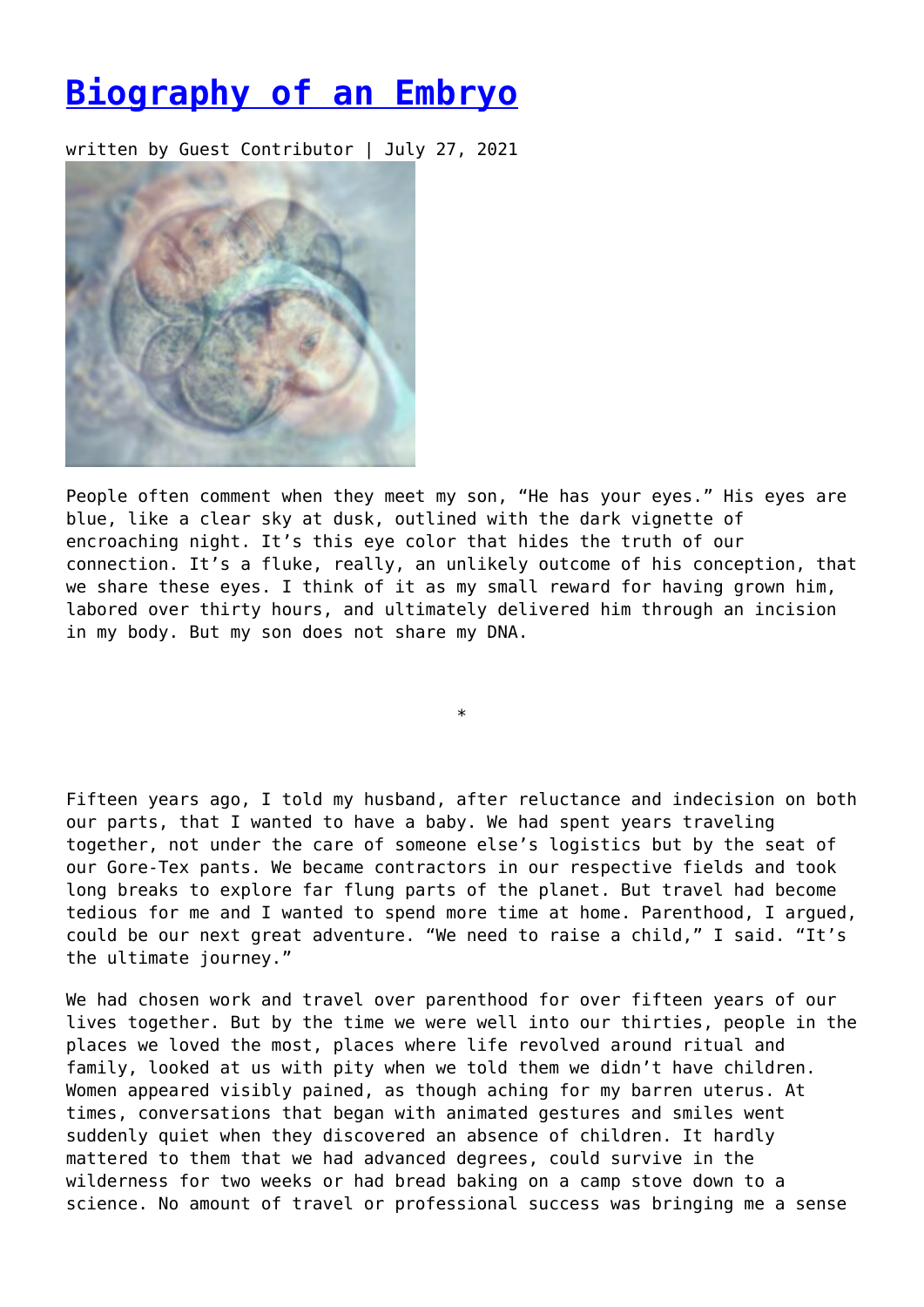# [Biography of an Embryo]

written by Guest Contributor | July 27, 2021

People often comment when they meet my son, "He has your eyes." His eyes are blue, like a clear sky at dusk, outlined with the dark vignette of encroaching night. It's this eye color that hides the truth of our connection. It's a fluke, really, an unlikely outcome of his conception, that we share these eyes. I think of it as my small reward for having grown him, labored over thirty hours, and ultimately delivered him through an incision in my body. But my son does not share my DNA.

*

Fifteen years ago, I told my husband, after reluctance and indecision on both our parts, that I wanted to have a baby. We had spent years traveling together, not under the care of someone else's logistics but by the seat of our Gore-Tex pants. We became contractors in our respective fields and took long breaks to explore far flung parts of the planet. But travel had become tedious for me and I wanted to spend more time at home. Parenthood, I argued, could be our next great adventure. "We need to raise a child," I said. "It's the ultimate journey."

We had chosen work and travel over parenthood for over fifteen years of our lives together. But by the time we were well into our thirties, people in the places we loved the most, places where life revolved around ritual and family, looked at us with pity when we told them we didn't have children. Women appeared visibly pained, as though aching for my barren uterus. At times, conversations that began with animated gestures and smiles went suddenly quiet when they discovered an absence of children. It hardly mattered to them that we had advanced degrees, could survive in the wilderness for two weeks or had bread baking on a camp stove down to a science. No amount of travel or professional success was bringing me a sense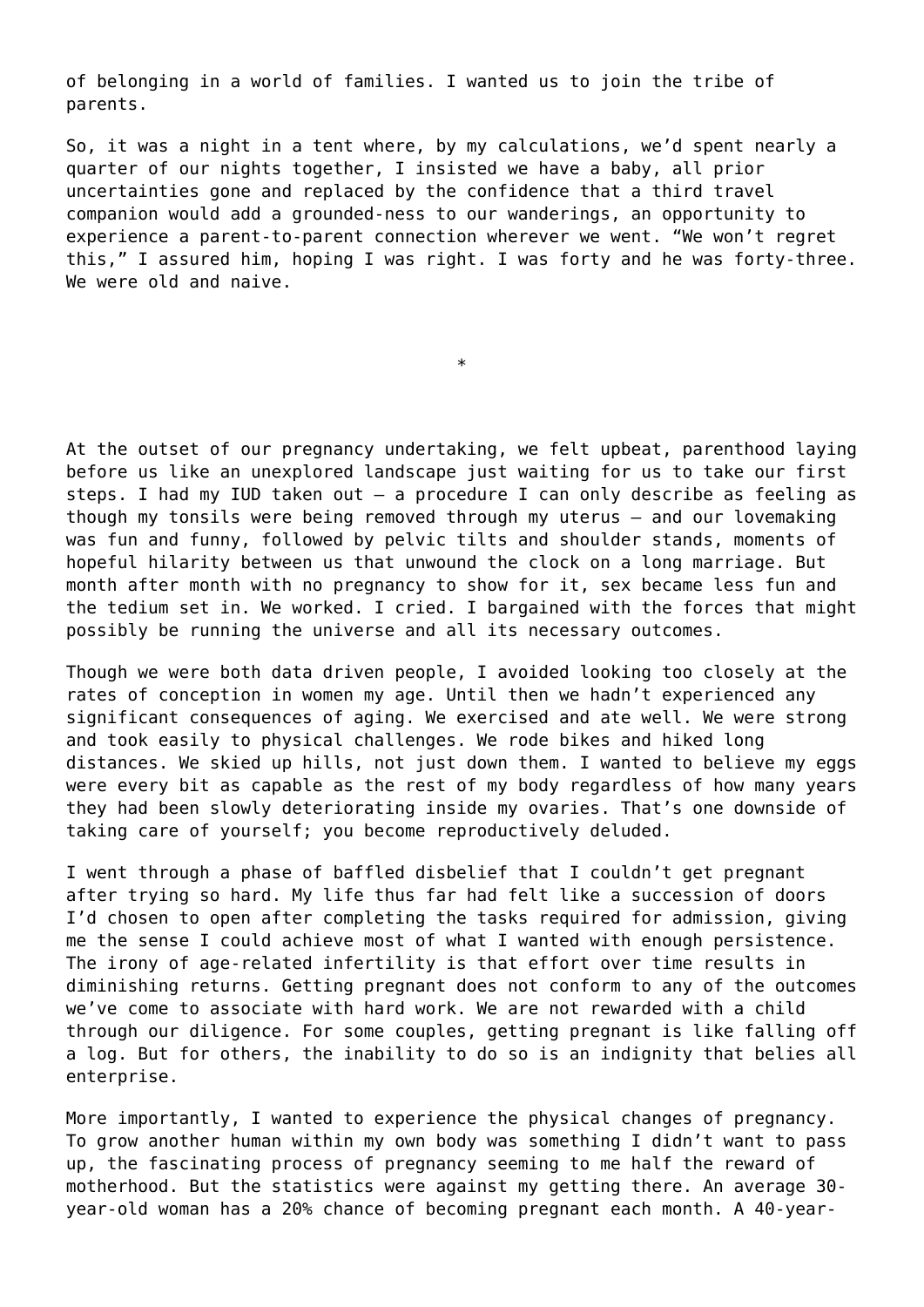of belonging in a world of families. I wanted us to join the tribe of parents.

So, it was a night in a tent where, by my calculations, we'd spent nearly a quarter of our nights together, I insisted we have a baby, all prior uncertainties gone and replaced by the confidence that a third travel companion would add a grounded-ness to our wanderings, an opportunity to experience a parent-to-parent connection wherever we went. "We won't regret this," I assured him, hoping I was right. I was forty and he was forty-three. We were old and naive.

*

At the outset of our pregnancy undertaking, we felt upbeat, parenthood laying before us like an unexplored landscape just waiting for us to take our first steps. I had my IUD taken out – a procedure I can only describe as feeling as though my tonsils were being removed through my uterus – and our lovemaking was fun and funny, followed by pelvic tilts and shoulder stands, moments of hopeful hilarity between us that unwound the clock on a long marriage. But month after month with no pregnancy to show for it, sex became less fun and the tedium set in. We worked. I cried. I bargained with the forces that might possibly be running the universe and all its necessary outcomes.

Though we were both data driven people, I avoided looking too closely at the rates of conception in women my age. Until then we hadn't experienced any significant consequences of aging. We exercised and ate well. We were strong and took easily to physical challenges. We rode bikes and hiked long distances. We skied up hills, not just down them. I wanted to believe my eggs were every bit as capable as the rest of my body regardless of how many years they had been slowly deteriorating inside my ovaries. That's one downside of taking care of yourself; you become reproductively deluded.

I went through a phase of baffled disbelief that I couldn't get pregnant after trying so hard. My life thus far had felt like a succession of doors I'd chosen to open after completing the tasks required for admission, giving me the sense I could achieve most of what I wanted with enough persistence. The irony of age-related infertility is that effort over time results in diminishing returns. Getting pregnant does not conform to any of the outcomes we've come to associate with hard work. We are not rewarded with a child through our diligence. For some couples, getting pregnant is like falling off a log. But for others, the inability to do so is an indignity that belies all enterprise.

More importantly, I wanted to experience the physical changes of pregnancy. To grow another human within my own body was something I didn't want to pass up, the fascinating process of pregnancy seeming to me half the reward of motherhood. But the statistics were against my getting there. An average 30-year-old woman has a 20% chance of becoming pregnant each month. A 40-year-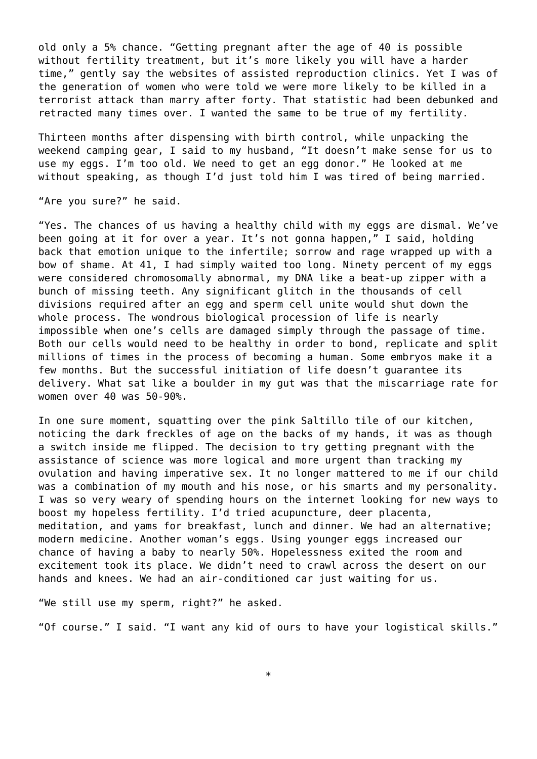old only a 5% chance. "Getting pregnant after the age of 40 is possible without fertility treatment, but it's more likely you will have a harder time," gently say the websites of assisted reproduction clinics. Yet I was of the generation of women who were told we were more likely to be killed in a terrorist attack than marry after forty. That statistic had been debunked and retracted many times over. I wanted the same to be true of my fertility.

Thirteen months after dispensing with birth control, while unpacking the weekend camping gear, I said to my husband, "It doesn't make sense for us to use my eggs. I'm too old. We need to get an egg donor." He looked at me without speaking, as though I'd just told him I was tired of being married.

"Are you sure?" he said.

"Yes. The chances of us having a healthy child with my eggs are dismal. We've been going at it for over a year. It's not gonna happen," I said, holding back that emotion unique to the infertile; sorrow and rage wrapped up with a bow of shame. At 41, I had simply waited too long. Ninety percent of my eggs were considered chromosomally abnormal, my DNA like a beat-up zipper with a bunch of missing teeth. Any significant glitch in the thousands of cell divisions required after an egg and sperm cell unite would shut down the whole process. The wondrous biological procession of life is nearly impossible when one's cells are damaged simply through the passage of time. Both our cells would need to be healthy in order to bond, replicate and split millions of times in the process of becoming a human. Some embryos make it a few months. But the successful initiation of life doesn't guarantee its delivery. What sat like a boulder in my gut was that the miscarriage rate for women over 40 was 50-90%.

In one sure moment, squatting over the pink Saltillo tile of our kitchen, noticing the dark freckles of age on the backs of my hands, it was as though a switch inside me flipped. The decision to try getting pregnant with the assistance of science was more logical and more urgent than tracking my ovulation and having imperative sex. It no longer mattered to me if our child was a combination of my mouth and his nose, or his smarts and my personality. I was so very weary of spending hours on the internet looking for new ways to boost my hopeless fertility. I'd tried acupuncture, deer placenta, meditation, and yams for breakfast, lunch and dinner. We had an alternative; modern medicine. Another woman's eggs. Using younger eggs increased our chance of having a baby to nearly 50%. Hopelessness exited the room and excitement took its place. We didn't need to crawl across the desert on our hands and knees. We had an air-conditioned car just waiting for us.

"We still use my sperm, right?" he asked.

"Of course." I said. "I want any kid of ours to have your logistical skills."

*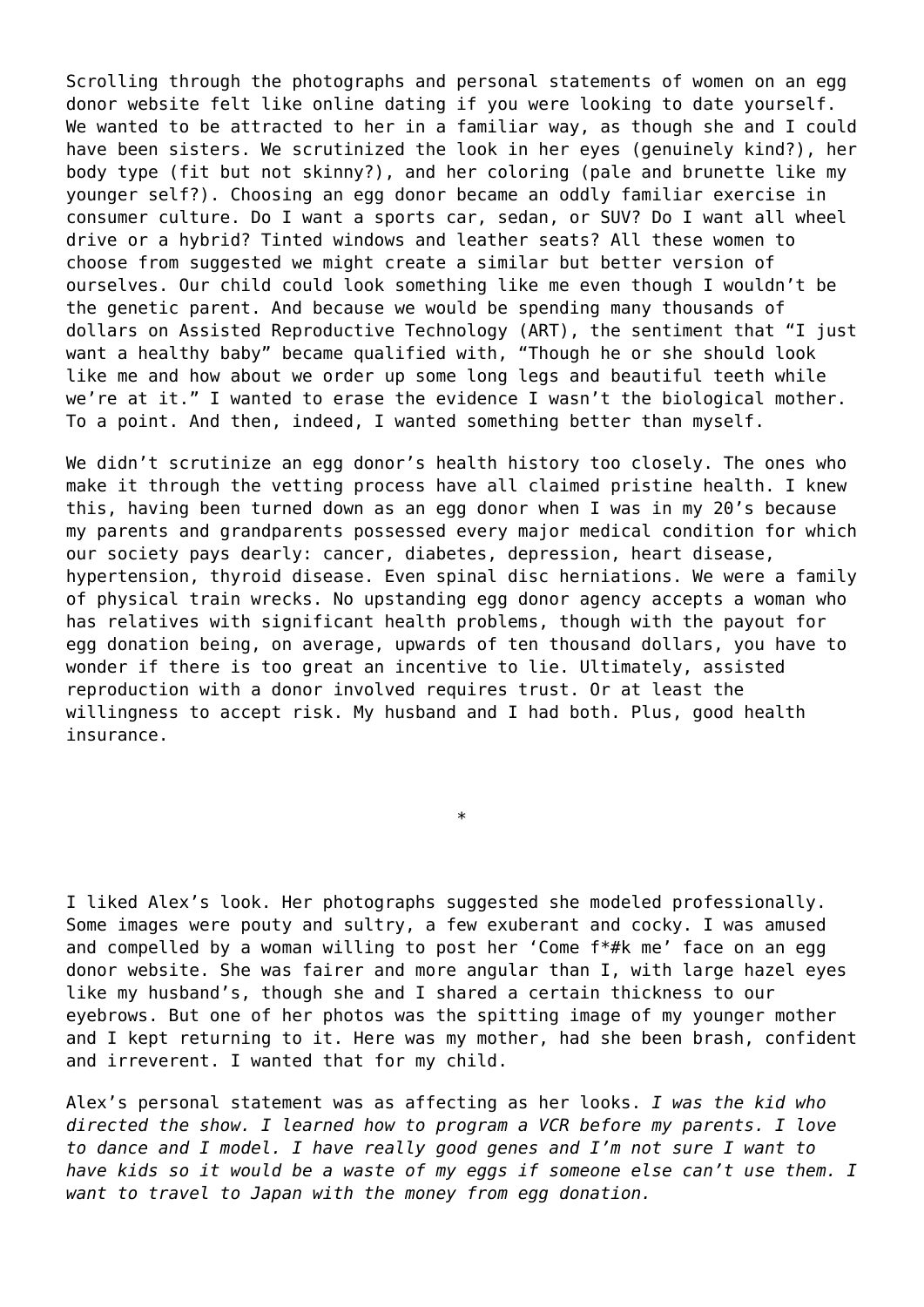Scrolling through the photographs and personal statements of women on an egg donor website felt like online dating if you were looking to date yourself. We wanted to be attracted to her in a familiar way, as though she and I could have been sisters. We scrutinized the look in her eyes (genuinely kind?), her body type (fit but not skinny?), and her coloring (pale and brunette like my younger self?). Choosing an egg donor became an oddly familiar exercise in consumer culture. Do I want a sports car, sedan, or SUV? Do I want all wheel drive or a hybrid? Tinted windows and leather seats? All these women to choose from suggested we might create a similar but better version of ourselves. Our child could look something like me even though I wouldn't be the genetic parent. And because we would be spending many thousands of dollars on Assisted Reproductive Technology (ART), the sentiment that "I just want a healthy baby" became qualified with, "Though he or she should look like me and how about we order up some long legs and beautiful teeth while we're at it." I wanted to erase the evidence I wasn't the biological mother. To a point. And then, indeed, I wanted something better than myself.

We didn't scrutinize an egg donor's health history too closely. The ones who make it through the vetting process have all claimed pristine health. I knew this, having been turned down as an egg donor when I was in my 20's because my parents and grandparents possessed every major medical condition for which our society pays dearly: cancer, diabetes, depression, heart disease, hypertension, thyroid disease. Even spinal disc herniations. We were a family of physical train wrecks. No upstanding egg donor agency accepts a woman who has relatives with significant health problems, though with the payout for egg donation being, on average, upwards of ten thousand dollars, you have to wonder if there is too great an incentive to lie. Ultimately, assisted reproduction with a donor involved requires trust. Or at least the willingness to accept risk. My husband and I had both. Plus, good health insurance.

*

I liked Alex's look. Her photographs suggested she modeled professionally. Some images were pouty and sultry, a few exuberant and cocky. I was amused and compelled by a woman willing to post her 'Come f*#k me' face on an egg donor website. She was fairer and more angular than I, with large hazel eyes like my husband's, though she and I shared a certain thickness to our eyebrows. But one of her photos was the spitting image of my younger mother and I kept returning to it. Here was my mother, had she been brash, confident and irreverent. I wanted that for my child.

Alex's personal statement was as affecting as her looks. *I was the kid who directed the show. I learned how to program a VCR before my parents. I love to dance and I model. I have really good genes and I'm not sure I want to have kids so it would be a waste of my eggs if someone else can't use them. I want to travel to Japan with the money from egg donation.*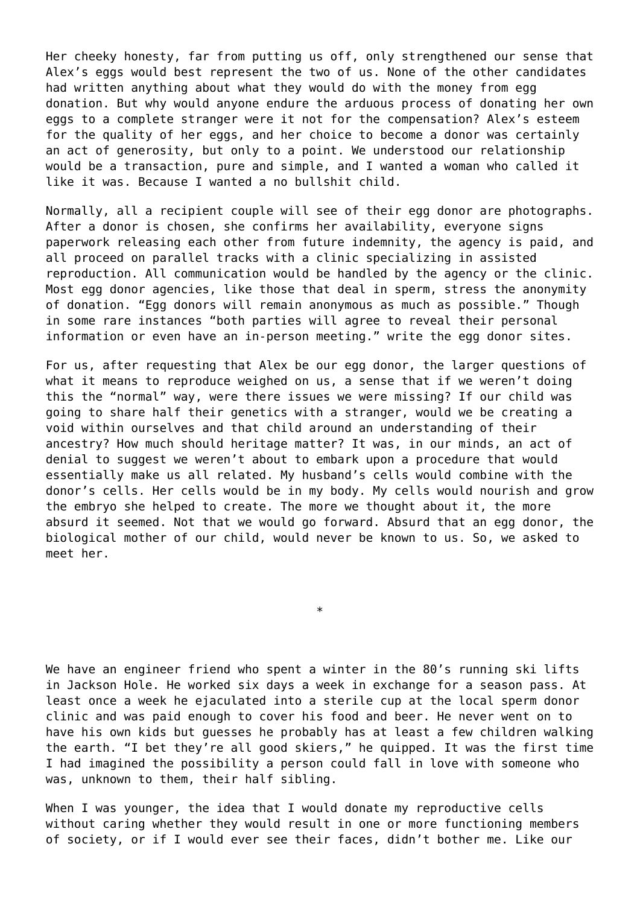Her cheeky honesty, far from putting us off, only strengthened our sense that Alex's eggs would best represent the two of us. None of the other candidates had written anything about what they would do with the money from egg donation. But why would anyone endure the arduous process of donating her own eggs to a complete stranger were it not for the compensation? Alex's esteem for the quality of her eggs, and her choice to become a donor was certainly an act of generosity, but only to a point. We understood our relationship would be a transaction, pure and simple, and I wanted a woman who called it like it was. Because I wanted a no bullshit child.

Normally, all a recipient couple will see of their egg donor are photographs. After a donor is chosen, she confirms her availability, everyone signs paperwork releasing each other from future indemnity, the agency is paid, and all proceed on parallel tracks with a clinic specializing in assisted reproduction. All communication would be handled by the agency or the clinic. Most egg donor agencies, like those that deal in sperm, stress the anonymity of donation. "Egg donors will remain anonymous as much as possible." Though in some rare instances "both parties will agree to reveal their personal information or even have an in-person meeting." write the egg donor sites.

For us, after requesting that Alex be our egg donor, the larger questions of what it means to reproduce weighed on us, a sense that if we weren't doing this the "normal" way, were there issues we were missing? If our child was going to share half their genetics with a stranger, would we be creating a void within ourselves and that child around an understanding of their ancestry? How much should heritage matter? It was, in our minds, an act of denial to suggest we weren't about to embark upon a procedure that would essentially make us all related. My husband's cells would combine with the donor's cells. Her cells would be in my body. My cells would nourish and grow the embryo she helped to create. The more we thought about it, the more absurd it seemed. Not that we would go forward. Absurd that an egg donor, the biological mother of our child, would never be known to us. So, we asked to meet her.

*

We have an engineer friend who spent a winter in the 80's running ski lifts in Jackson Hole. He worked six days a week in exchange for a season pass. At least once a week he ejaculated into a sterile cup at the local sperm donor clinic and was paid enough to cover his food and beer. He never went on to have his own kids but guesses he probably has at least a few children walking the earth. "I bet they're all good skiers," he quipped. It was the first time I had imagined the possibility a person could fall in love with someone who was, unknown to them, their half sibling.

When I was younger, the idea that I would donate my reproductive cells without caring whether they would result in one or more functioning members of society, or if I would ever see their faces, didn't bother me. Like our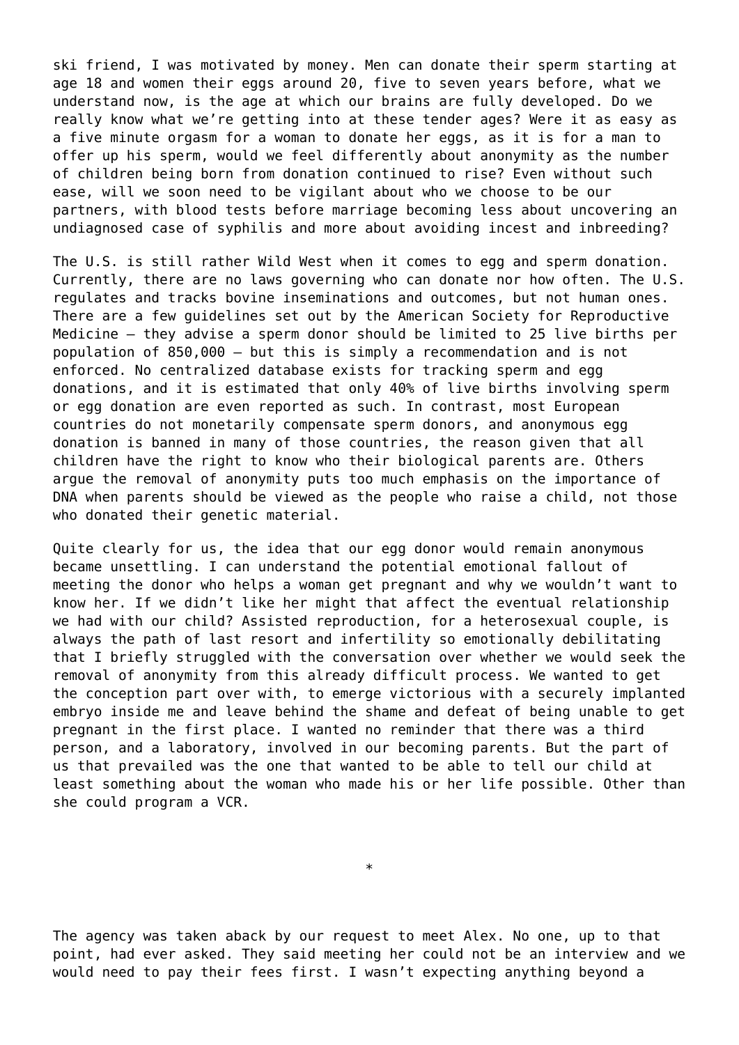ski friend, I was motivated by money. Men can donate their sperm starting at age 18 and women their eggs around 20, five to seven years before, what we understand now, is the age at which our brains are fully developed. Do we really know what we're getting into at these tender ages? Were it as easy as a five minute orgasm for a woman to donate her eggs, as it is for a man to offer up his sperm, would we feel differently about anonymity as the number of children being born from donation continued to rise? Even without such ease, will we soon need to be vigilant about who we choose to be our partners, with blood tests before marriage becoming less about uncovering an undiagnosed case of syphilis and more about avoiding incest and inbreeding?

The U.S. is still rather Wild West when it comes to egg and sperm donation. Currently, there are no laws governing who can donate nor how often. The U.S. regulates and tracks bovine inseminations and outcomes, but not human ones. There are a few guidelines set out by the American Society for Reproductive Medicine – they advise a sperm donor should be limited to 25 live births per population of 850,000 – but this is simply a recommendation and is not enforced. No centralized database exists for tracking sperm and egg donations, and it is estimated that only 40% of live births involving sperm or egg donation are even reported as such. In contrast, most European countries do not monetarily compensate sperm donors, and anonymous egg donation is banned in many of those countries, the reason given that all children have the right to know who their biological parents are. Others argue the removal of anonymity puts too much emphasis on the importance of DNA when parents should be viewed as the people who raise a child, not those who donated their genetic material.

Quite clearly for us, the idea that our egg donor would remain anonymous became unsettling. I can understand the potential emotional fallout of meeting the donor who helps a woman get pregnant and why we wouldn't want to know her. If we didn't like her might that affect the eventual relationship we had with our child? Assisted reproduction, for a heterosexual couple, is always the path of last resort and infertility so emotionally debilitating that I briefly struggled with the conversation over whether we would seek the removal of anonymity from this already difficult process. We wanted to get the conception part over with, to emerge victorious with a securely implanted embryo inside me and leave behind the shame and defeat of being unable to get pregnant in the first place. I wanted no reminder that there was a third person, and a laboratory, involved in our becoming parents. But the part of us that prevailed was the one that wanted to be able to tell our child at least something about the woman who made his or her life possible. Other than she could program a VCR.

*

The agency was taken aback by our request to meet Alex. No one, up to that point, had ever asked. They said meeting her could not be an interview and we would need to pay their fees first. I wasn't expecting anything beyond a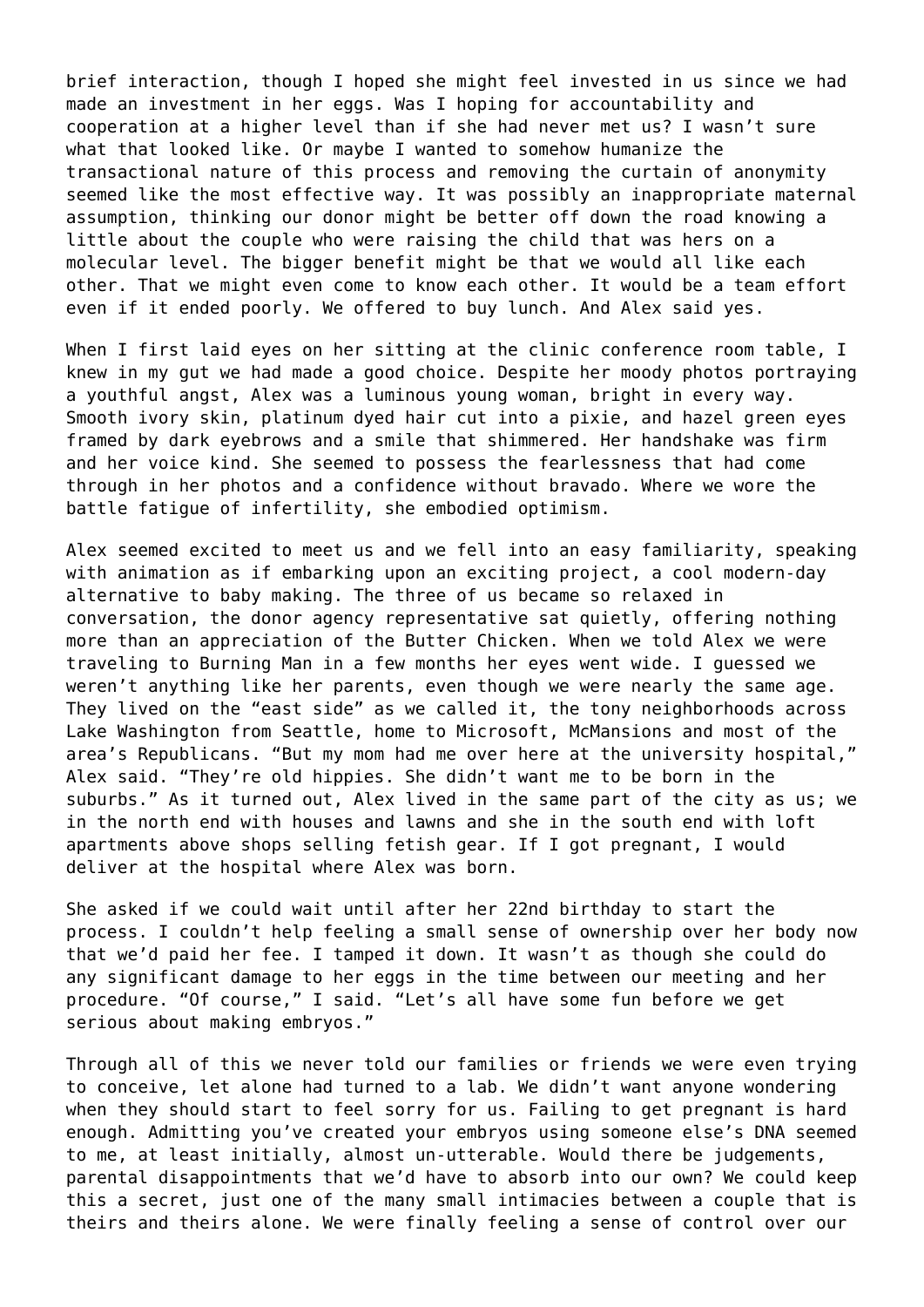brief interaction, though I hoped she might feel invested in us since we had made an investment in her eggs. Was I hoping for accountability and cooperation at a higher level than if she had never met us? I wasn't sure what that looked like. Or maybe I wanted to somehow humanize the transactional nature of this process and removing the curtain of anonymity seemed like the most effective way. It was possibly an inappropriate maternal assumption, thinking our donor might be better off down the road knowing a little about the couple who were raising the child that was hers on a molecular level. The bigger benefit might be that we would all like each other. That we might even come to know each other. It would be a team effort even if it ended poorly. We offered to buy lunch. And Alex said yes.

When I first laid eyes on her sitting at the clinic conference room table, I knew in my gut we had made a good choice. Despite her moody photos portraying a youthful angst, Alex was a luminous young woman, bright in every way. Smooth ivory skin, platinum dyed hair cut into a pixie, and hazel green eyes framed by dark eyebrows and a smile that shimmered. Her handshake was firm and her voice kind. She seemed to possess the fearlessness that had come through in her photos and a confidence without bravado. Where we wore the battle fatigue of infertility, she embodied optimism.

Alex seemed excited to meet us and we fell into an easy familiarity, speaking with animation as if embarking upon an exciting project, a cool modern-day alternative to baby making. The three of us became so relaxed in conversation, the donor agency representative sat quietly, offering nothing more than an appreciation of the Butter Chicken. When we told Alex we were traveling to Burning Man in a few months her eyes went wide. I guessed we weren't anything like her parents, even though we were nearly the same age. They lived on the "east side" as we called it, the tony neighborhoods across Lake Washington from Seattle, home to Microsoft, McMansions and most of the area's Republicans. "But my mom had me over here at the university hospital," Alex said. "They're old hippies. She didn't want me to be born in the suburbs." As it turned out, Alex lived in the same part of the city as us; we in the north end with houses and lawns and she in the south end with loft apartments above shops selling fetish gear. If I got pregnant, I would deliver at the hospital where Alex was born.

She asked if we could wait until after her 22nd birthday to start the process. I couldn't help feeling a small sense of ownership over her body now that we'd paid her fee. I tamped it down. It wasn't as though she could do any significant damage to her eggs in the time between our meeting and her procedure. "Of course," I said. "Let's all have some fun before we get serious about making embryos."

Through all of this we never told our families or friends we were even trying to conceive, let alone had turned to a lab. We didn't want anyone wondering when they should start to feel sorry for us. Failing to get pregnant is hard enough. Admitting you've created your embryos using someone else's DNA seemed to me, at least initially, almost un-utterable. Would there be judgements, parental disappointments that we'd have to absorb into our own? We could keep this a secret, just one of the many small intimacies between a couple that is theirs and theirs alone. We were finally feeling a sense of control over our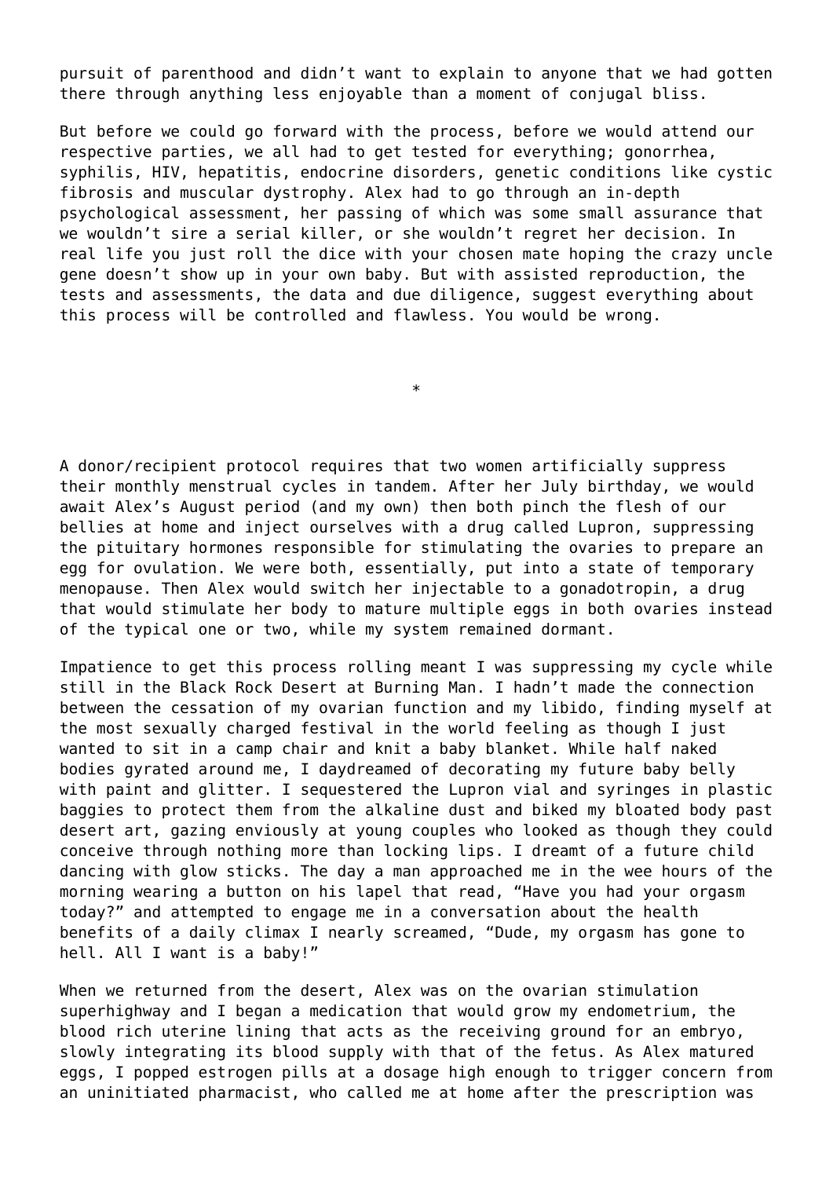pursuit of parenthood and didn't want to explain to anyone that we had gotten there through anything less enjoyable than a moment of conjugal bliss.

But before we could go forward with the process, before we would attend our respective parties, we all had to get tested for everything; gonorrhea, syphilis, HIV, hepatitis, endocrine disorders, genetic conditions like cystic fibrosis and muscular dystrophy. Alex had to go through an in-depth psychological assessment, her passing of which was some small assurance that we wouldn't sire a serial killer, or she wouldn't regret her decision. In real life you just roll the dice with your chosen mate hoping the crazy uncle gene doesn't show up in your own baby. But with assisted reproduction, the tests and assessments, the data and due diligence, suggest everything about this process will be controlled and flawless. You would be wrong.

*

A donor/recipient protocol requires that two women artificially suppress their monthly menstrual cycles in tandem. After her July birthday, we would await Alex's August period (and my own) then both pinch the flesh of our bellies at home and inject ourselves with a drug called Lupron, suppressing the pituitary hormones responsible for stimulating the ovaries to prepare an egg for ovulation. We were both, essentially, put into a state of temporary menopause. Then Alex would switch her injectable to a gonadotropin, a drug that would stimulate her body to mature multiple eggs in both ovaries instead of the typical one or two, while my system remained dormant.

Impatience to get this process rolling meant I was suppressing my cycle while still in the Black Rock Desert at Burning Man. I hadn't made the connection between the cessation of my ovarian function and my libido, finding myself at the most sexually charged festival in the world feeling as though I just wanted to sit in a camp chair and knit a baby blanket. While half naked bodies gyrated around me, I daydreamed of decorating my future baby belly with paint and glitter. I sequestered the Lupron vial and syringes in plastic baggies to protect them from the alkaline dust and biked my bloated body past desert art, gazing enviously at young couples who looked as though they could conceive through nothing more than locking lips. I dreamt of a future child dancing with glow sticks. The day a man approached me in the wee hours of the morning wearing a button on his lapel that read, "Have you had your orgasm today?" and attempted to engage me in a conversation about the health benefits of a daily climax I nearly screamed, "Dude, my orgasm has gone to hell. All I want is a baby!"

When we returned from the desert, Alex was on the ovarian stimulation superhighway and I began a medication that would grow my endometrium, the blood rich uterine lining that acts as the receiving ground for an embryo, slowly integrating its blood supply with that of the fetus. As Alex matured eggs, I popped estrogen pills at a dosage high enough to trigger concern from an uninitiated pharmacist, who called me at home after the prescription was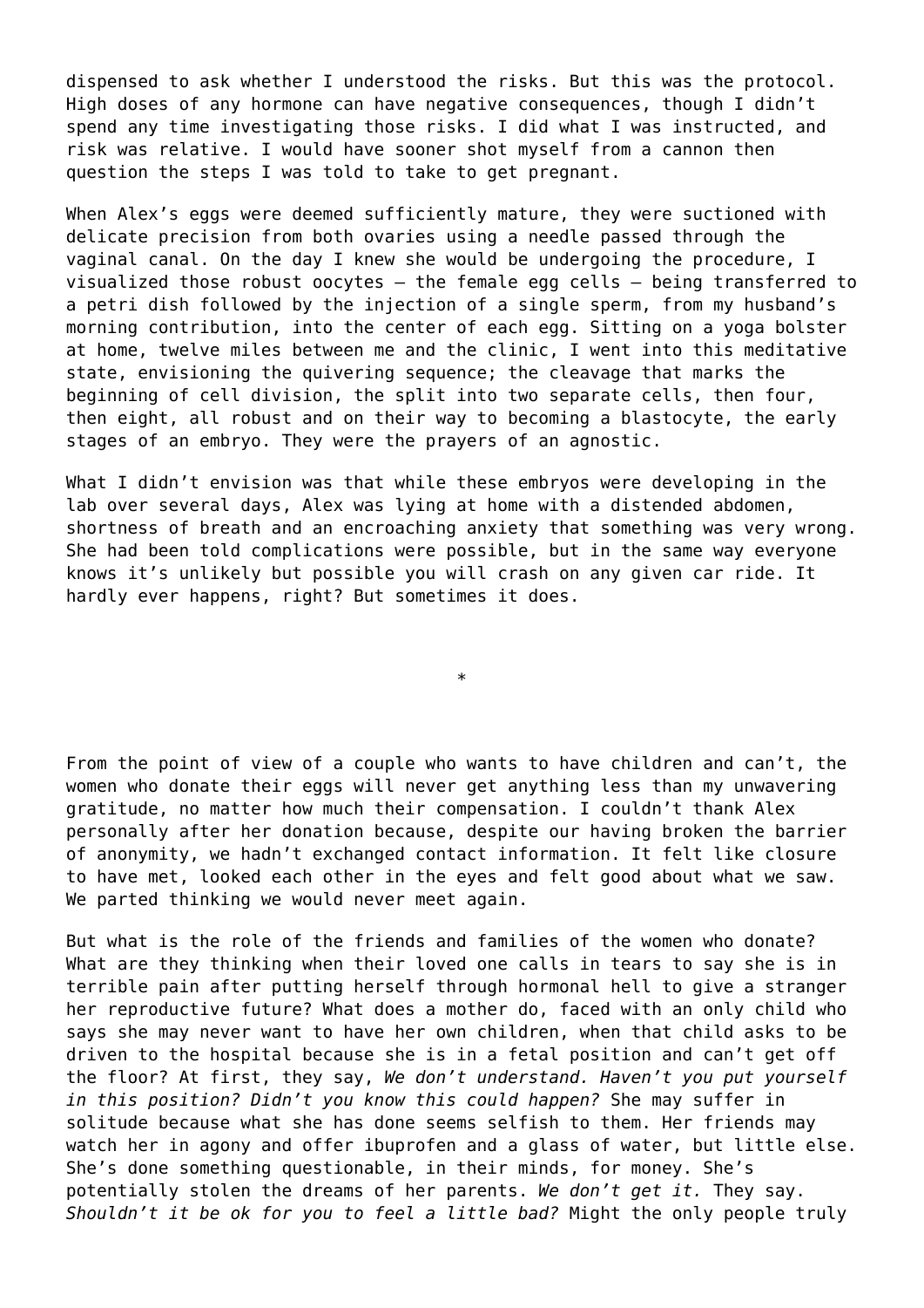dispensed to ask whether I understood the risks. But this was the protocol. High doses of any hormone can have negative consequences, though I didn't spend any time investigating those risks. I did what I was instructed, and risk was relative. I would have sooner shot myself from a cannon then question the steps I was told to take to get pregnant.

When Alex's eggs were deemed sufficiently mature, they were suctioned with delicate precision from both ovaries using a needle passed through the vaginal canal. On the day I knew she would be undergoing the procedure, I visualized those robust oocytes — the female egg cells — being transferred to a petri dish followed by the injection of a single sperm, from my husband's morning contribution, into the center of each egg. Sitting on a yoga bolster at home, twelve miles between me and the clinic, I went into this meditative state, envisioning the quivering sequence; the cleavage that marks the beginning of cell division, the split into two separate cells, then four, then eight, all robust and on their way to becoming a blastocyte, the early stages of an embryo. They were the prayers of an agnostic.

What I didn't envision was that while these embryos were developing in the lab over several days, Alex was lying at home with a distended abdomen, shortness of breath and an encroaching anxiety that something was very wrong. She had been told complications were possible, but in the same way everyone knows it's unlikely but possible you will crash on any given car ride. It hardly ever happens, right? But sometimes it does.

*

From the point of view of a couple who wants to have children and can't, the women who donate their eggs will never get anything less than my unwavering gratitude, no matter how much their compensation. I couldn't thank Alex personally after her donation because, despite our having broken the barrier of anonymity, we hadn't exchanged contact information. It felt like closure to have met, looked each other in the eyes and felt good about what we saw. We parted thinking we would never meet again.

But what is the role of the friends and families of the women who donate? What are they thinking when their loved one calls in tears to say she is in terrible pain after putting herself through hormonal hell to give a stranger her reproductive future? What does a mother do, faced with an only child who says she may never want to have her own children, when that child asks to be driven to the hospital because she is in a fetal position and can't get off the floor? At first, they say, *We don't understand. Haven't you put yourself in this position? Didn't you know this could happen?* She may suffer in solitude because what she has done seems selfish to them. Her friends may watch her in agony and offer ibuprofen and a glass of water, but little else. She's done something questionable, in their minds, for money. She's potentially stolen the dreams of her parents. *We don't get it.* They say. *Shouldn't it be ok for you to feel a little bad?* Might the only people truly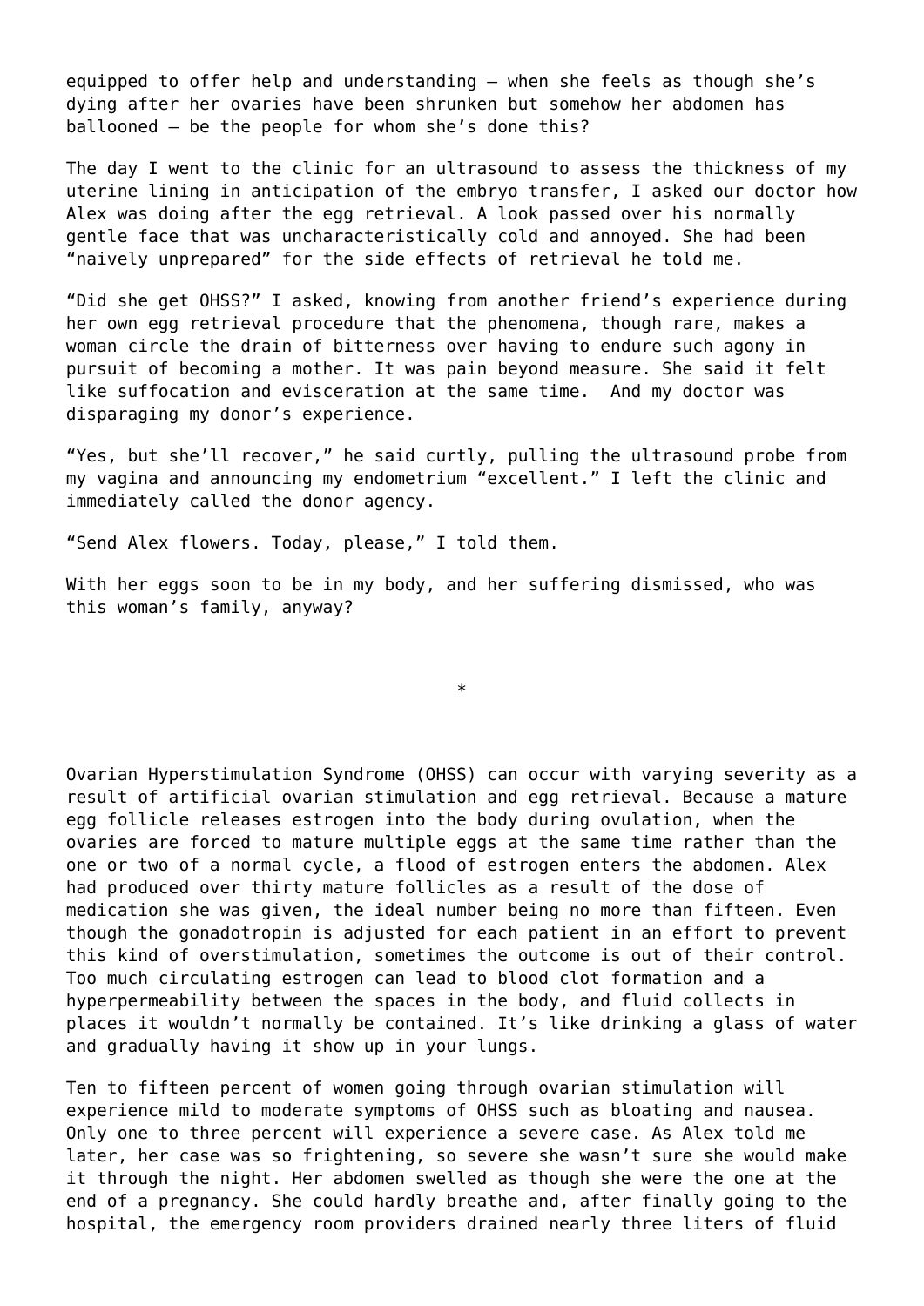equipped to offer help and understanding — when she feels as though she's dying after her ovaries have been shrunken but somehow her abdomen has ballooned — be the people for whom she's done this?

The day I went to the clinic for an ultrasound to assess the thickness of my uterine lining in anticipation of the embryo transfer, I asked our doctor how Alex was doing after the egg retrieval. A look passed over his normally gentle face that was uncharacteristically cold and annoyed. She had been "naively unprepared" for the side effects of retrieval he told me.

"Did she get OHSS?" I asked, knowing from another friend's experience during her own egg retrieval procedure that the phenomena, though rare, makes a woman circle the drain of bitterness over having to endure such agony in pursuit of becoming a mother. It was pain beyond measure. She said it felt like suffocation and evisceration at the same time. And my doctor was disparaging my donor's experience.

"Yes, but she'll recover," he said curtly, pulling the ultrasound probe from my vagina and announcing my endometrium "excellent." I left the clinic and immediately called the donor agency.

"Send Alex flowers. Today, please," I told them.

With her eggs soon to be in my body, and her suffering dismissed, who was this woman's family, anyway?

*

Ovarian Hyperstimulation Syndrome (OHSS) can occur with varying severity as a result of artificial ovarian stimulation and egg retrieval. Because a mature egg follicle releases estrogen into the body during ovulation, when the ovaries are forced to mature multiple eggs at the same time rather than the one or two of a normal cycle, a flood of estrogen enters the abdomen. Alex had produced over thirty mature follicles as a result of the dose of medication she was given, the ideal number being no more than fifteen. Even though the gonadotropin is adjusted for each patient in an effort to prevent this kind of overstimulation, sometimes the outcome is out of their control. Too much circulating estrogen can lead to blood clot formation and a hyperpermeability between the spaces in the body, and fluid collects in places it wouldn't normally be contained. It's like drinking a glass of water and gradually having it show up in your lungs.

Ten to fifteen percent of women going through ovarian stimulation will experience mild to moderate symptoms of OHSS such as bloating and nausea. Only one to three percent will experience a severe case. As Alex told me later, her case was so frightening, so severe she wasn't sure she would make it through the night. Her abdomen swelled as though she were the one at the end of a pregnancy. She could hardly breathe and, after finally going to the hospital, the emergency room providers drained nearly three liters of fluid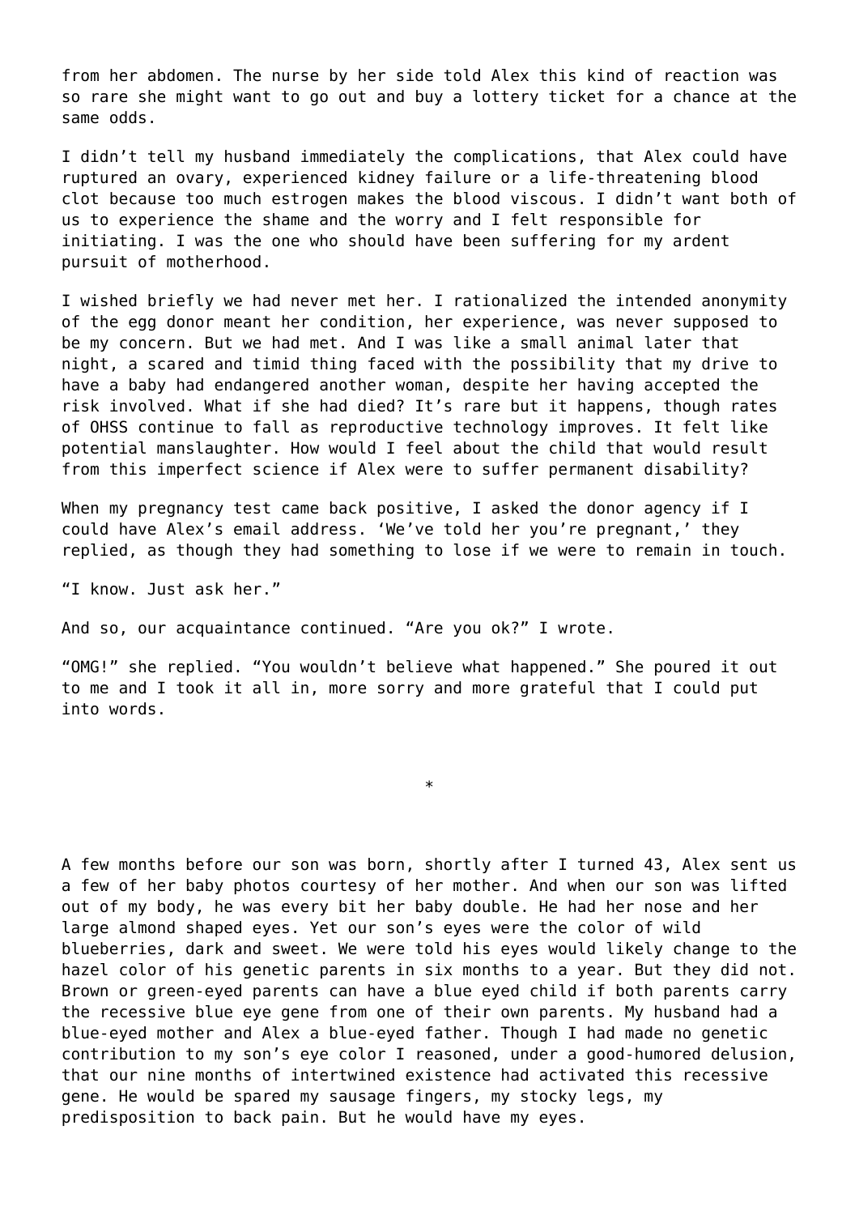from her abdomen. The nurse by her side told Alex this kind of reaction was so rare she might want to go out and buy a lottery ticket for a chance at the same odds.

I didn't tell my husband immediately the complications, that Alex could have ruptured an ovary, experienced kidney failure or a life-threatening blood clot because too much estrogen makes the blood viscous. I didn't want both of us to experience the shame and the worry and I felt responsible for initiating. I was the one who should have been suffering for my ardent pursuit of motherhood.

I wished briefly we had never met her. I rationalized the intended anonymity of the egg donor meant her condition, her experience, was never supposed to be my concern. But we had met. And I was like a small animal later that night, a scared and timid thing faced with the possibility that my drive to have a baby had endangered another woman, despite her having accepted the risk involved. What if she had died? It's rare but it happens, though rates of OHSS continue to fall as reproductive technology improves. It felt like potential manslaughter. How would I feel about the child that would result from this imperfect science if Alex were to suffer permanent disability?

When my pregnancy test came back positive, I asked the donor agency if I could have Alex's email address. 'We've told her you're pregnant,' they replied, as though they had something to lose if we were to remain in touch.

"I know. Just ask her."

And so, our acquaintance continued. "Are you ok?" I wrote.

"OMG!" she replied. "You wouldn't believe what happened." She poured it out to me and I took it all in, more sorry and more grateful that I could put into words.

*

A few months before our son was born, shortly after I turned 43, Alex sent us a few of her baby photos courtesy of her mother. And when our son was lifted out of my body, he was every bit her baby double. He had her nose and her large almond shaped eyes. Yet our son's eyes were the color of wild blueberries, dark and sweet. We were told his eyes would likely change to the hazel color of his genetic parents in six months to a year. But they did not. Brown or green-eyed parents can have a blue eyed child if both parents carry the recessive blue eye gene from one of their own parents. My husband had a blue-eyed mother and Alex a blue-eyed father. Though I had made no genetic contribution to my son's eye color I reasoned, under a good-humored delusion, that our nine months of intertwined existence had activated this recessive gene. He would be spared my sausage fingers, my stocky legs, my predisposition to back pain. But he would have my eyes.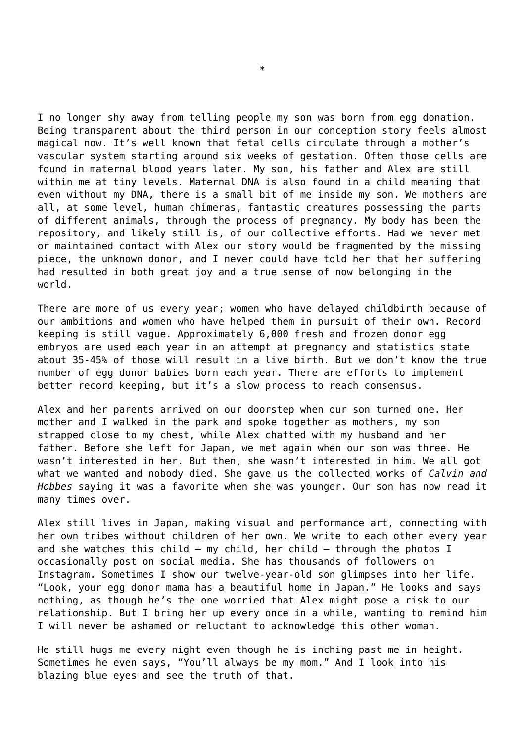*

I no longer shy away from telling people my son was born from egg donation. Being transparent about the third person in our conception story feels almost magical now. It's well known that fetal cells circulate through a mother's vascular system starting around six weeks of gestation. Often those cells are found in maternal blood years later. My son, his father and Alex are still within me at tiny levels. Maternal DNA is also found in a child meaning that even without my DNA, there is a small bit of me inside my son. We mothers are all, at some level, human chimeras, fantastic creatures possessing the parts of different animals, through the process of pregnancy. My body has been the repository, and likely still is, of our collective efforts. Had we never met or maintained contact with Alex our story would be fragmented by the missing piece, the unknown donor, and I never could have told her that her suffering had resulted in both great joy and a true sense of now belonging in the world.

There are more of us every year; women who have delayed childbirth because of our ambitions and women who have helped them in pursuit of their own. Record keeping is still vague. Approximately 6,000 fresh and frozen donor egg embryos are used each year in an attempt at pregnancy and statistics state about 35-45% of those will result in a live birth. But we don't know the true number of egg donor babies born each year. There are efforts to implement better record keeping, but it's a slow process to reach consensus.

Alex and her parents arrived on our doorstep when our son turned one. Her mother and I walked in the park and spoke together as mothers, my son strapped close to my chest, while Alex chatted with my husband and her father. Before she left for Japan, we met again when our son was three. He wasn't interested in her. But then, she wasn't interested in him. We all got what we wanted and nobody died. She gave us the collected works of *Calvin and Hobbes* saying it was a favorite when she was younger. Our son has now read it many times over.

Alex still lives in Japan, making visual and performance art, connecting with her own tribes without children of her own. We write to each other every year and she watches this child – my child, her child – through the photos I occasionally post on social media. She has thousands of followers on Instagram. Sometimes I show our twelve-year-old son glimpses into her life. "Look, your egg donor mama has a beautiful home in Japan." He looks and says nothing, as though he's the one worried that Alex might pose a risk to our relationship. But I bring her up every once in a while, wanting to remind him I will never be ashamed or reluctant to acknowledge this other woman.

He still hugs me every night even though he is inching past me in height. Sometimes he even says, "You'll always be my mom." And I look into his blazing blue eyes and see the truth of that.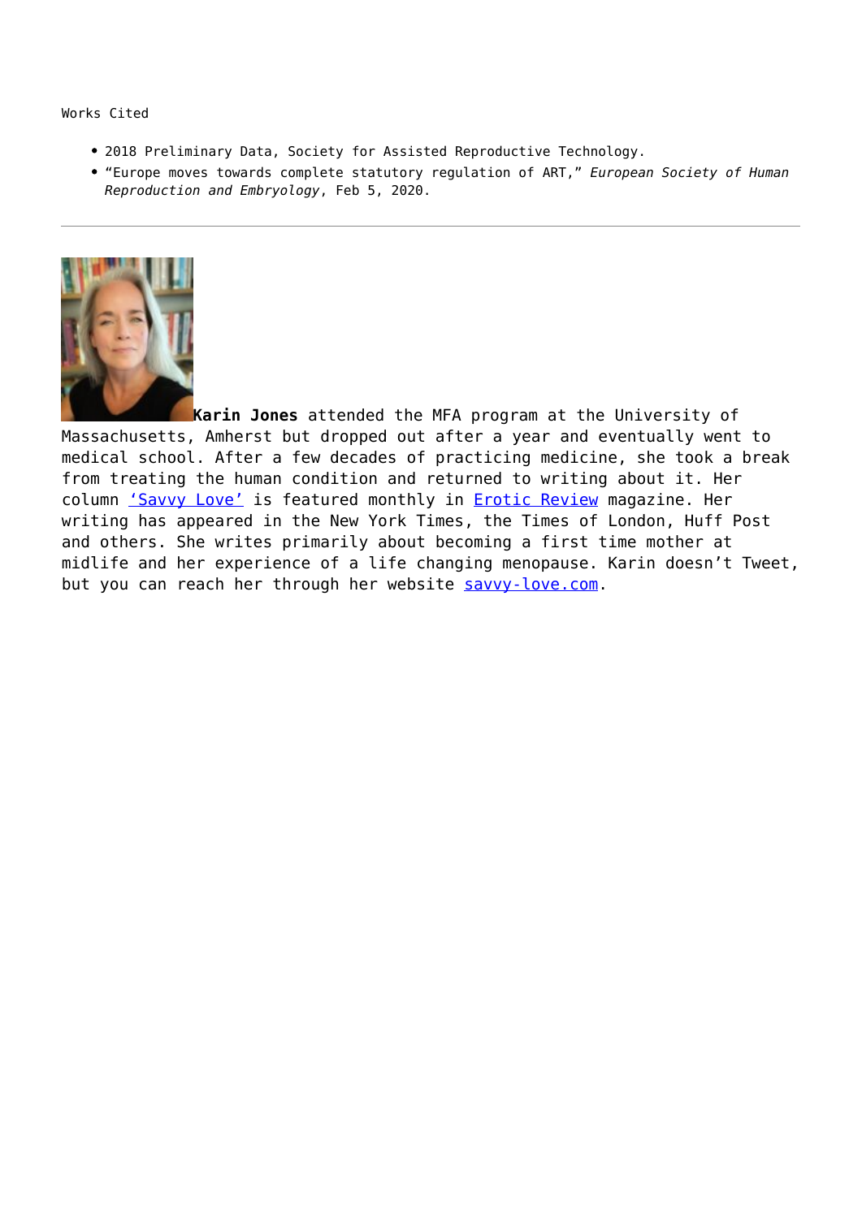Works Cited

- 2018 Preliminary Data, Society for Assisted Reproductive Technology.
- “Europe moves towards complete statutory regulation of ART,” *European Society of Human Reproduction and Embryology*, Feb 5, 2020.

---

**Karin Jones** attended the MFA program at the University of Massachusetts, Amherst but dropped out after a year and eventually went to medical school. After a few decades of practicing medicine, she took a break from treating the human condition and returned to writing about it. Her column ‘Savvy Love’ is featured monthly in Erotic Review magazine. Her writing has appeared in the New York Times, the Times of London, Huff Post and others. She writes primarily about becoming a first time mother at midlife and her experience of a life changing menopause. Karin doesn’t Tweet, but you can reach her through her website savvy-love.com.